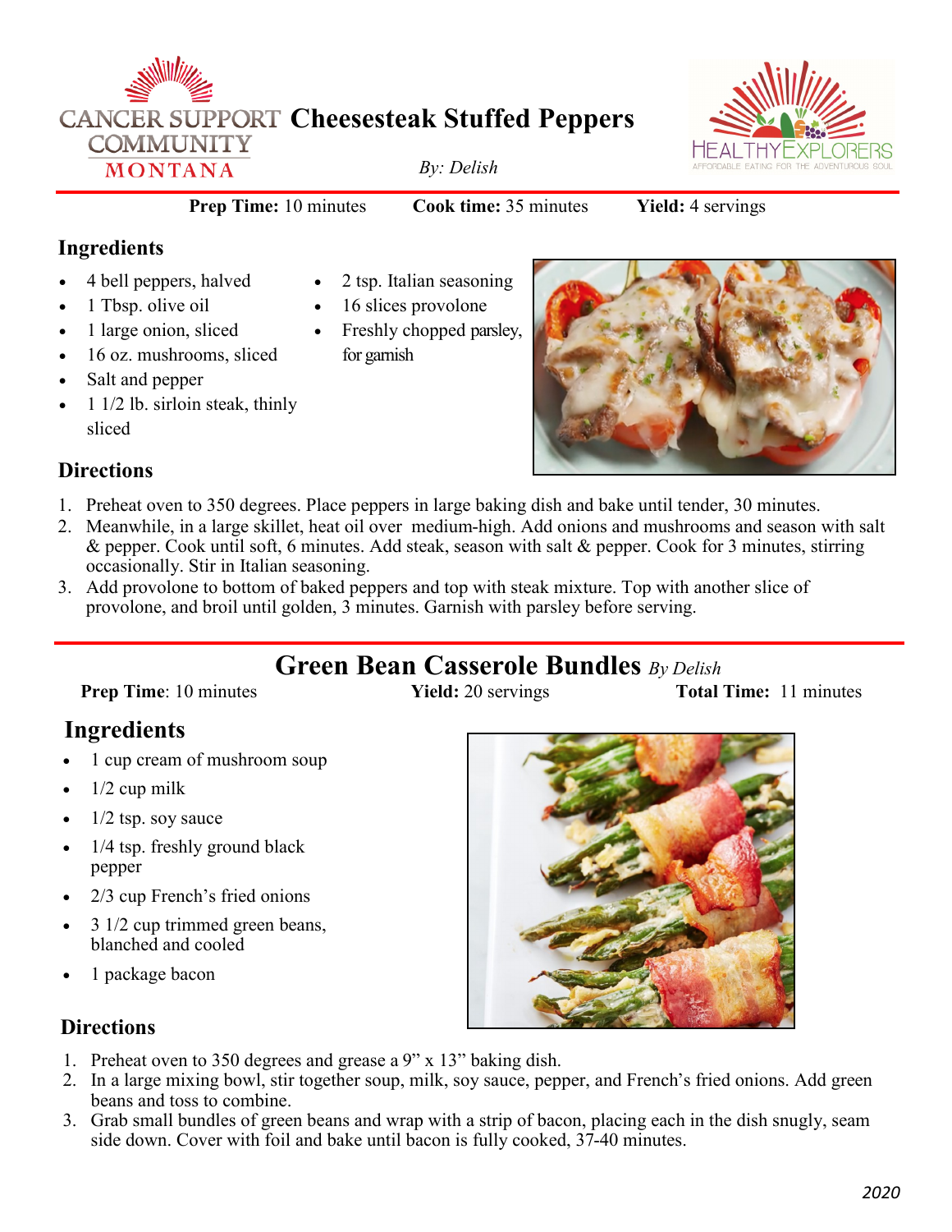# Cheesesteak Stuffed Peppers

*By: Delish*

**Prep Time:** 10 minutes **Cook time:** 35 minutes **Yield:** 4 servings

## Ingredients

- 4 bell peppers, halved
- 1 Tbsp. olive oil
- 1 large onion, sliced
- 16 oz. mushrooms, sliced
- Salt and pepper
- 1 1/2 lb. sirloin steak, thinly sliced
- 2 tsp. Italian seasoning
- 16 slices provolone
- Freshly chopped parsley, for garnish

## Directions

1. Preheat oven to 350 degrees. Place peppers in large baking dish and bake until tender, 30 minutes.
2. Meanwhile, in a large skillet, heat oil over medium-high. Add onions and mushrooms and season with salt & pepper. Cook until soft, 6 minutes. Add steak, season with salt & pepper. Cook for 3 minutes, stirring occasionally. Stir in Italian seasoning.
3. Add provolone to bottom of baked peppers and top with steak mixture. Top with another slice of provolone, and broil until golden, 3 minutes. Garnish with parsley before serving.

# Green Bean Casserole Bundles *By Delish*

**Prep Time**: 10 minutes **Yield:** 20 servings **Total Time:** 11 minutes

## Ingredients

- 1 cup cream of mushroom soup
- 1/2 cup milk
- 1/2 tsp. soy sauce
- 1/4 tsp. freshly ground black pepper
- 2/3 cup French's fried onions
- 3 1/2 cup trimmed green beans, blanched and cooled
- 1 package bacon

## Directions

1. Preheat oven to 350 degrees and grease a 9" x 13" baking dish.
2. In a large mixing bowl, stir together soup, milk, soy sauce, pepper, and French's fried onions. Add green beans and toss to combine.
3. Grab small bundles of green beans and wrap with a strip of bacon, placing each in the dish snugly, seam side down. Cover with foil and bake until bacon is fully cooked, 37-40 minutes.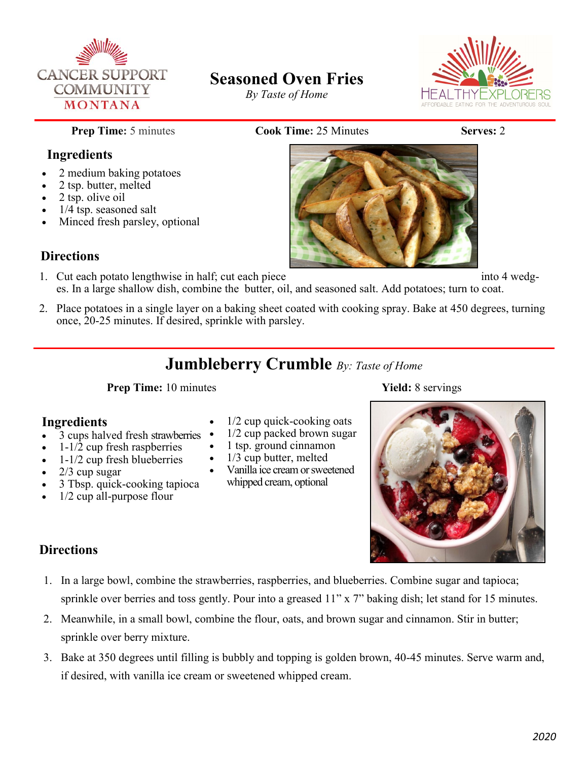CANCER SUPPORT COMMUNITY MONTANA

# Seasoned Oven Fries

*By Taste of Home*

HEALTHY EXPLORERS
AFFORDABLE EATING FOR THE ADVENTUROUS SOUL

**Prep Time:** 5 minutes **Cook Time:** 25 Minutes **Serves:** 2

## Ingredients

- 2 medium baking potatoes
- 2 tsp. butter, melted
- 2 tsp. olive oil
- 1/4 tsp. seasoned salt
- Minced fresh parsley, optional

## Directions

1. Cut each potato lengthwise in half; cut each piece into 4 wedges. In a large shallow dish, combine the butter, oil, and seasoned salt. Add potatoes; turn to coat.
2. Place potatoes in a single layer on a baking sheet coated with cooking spray. Bake at 450 degrees, turning once, 20-25 minutes. If desired, sprinkle with parsley.

# Jumbleberry Crumble *By: Taste of Home*

**Prep Time:** 10 minutes **Yield:** 8 servings

## Ingredients

- 3 cups halved fresh strawberries
- 1-1/2 cup fresh raspberries
- 1-1/2 cup fresh blueberries
- 2/3 cup sugar
- 3 Tbsp. quick-cooking tapioca
- 1/2 cup all-purpose flour
- 1/2 cup quick-cooking oats
- 1/2 cup packed brown sugar
- 1 tsp. ground cinnamon
- 1/3 cup butter, melted
- Vanilla ice cream or sweetened whipped cream, optional

## Directions

1. In a large bowl, combine the strawberries, raspberries, and blueberries. Combine sugar and tapioca; sprinkle over berries and toss gently. Pour into a greased 11" x 7" baking dish; let stand for 15 minutes.
2. Meanwhile, in a small bowl, combine the flour, oats, and brown sugar and cinnamon. Stir in butter; sprinkle over berry mixture.
3. Bake at 350 degrees until filling is bubbly and topping is golden brown, 40-45 minutes. Serve warm and, if desired, with vanilla ice cream or sweetened whipped cream.

*2020*